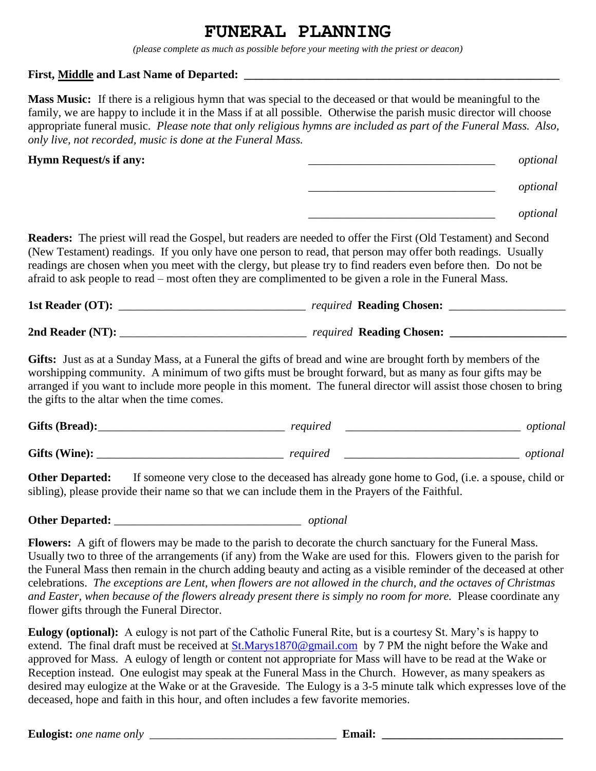# FUNERAL PLANNING

*(please complete as much as possible before your meeting with the priest or deacon)*

**First, Middle and Last Name of Departed:** ______________________________________________

**Mass Music:** If there is a religious hymn that was special to the deceased or that would be meaningful to the family, we are happy to include it in the Mass if at all possible. Otherwise the parish music director will choose appropriate funeral music. *Please note that only religious hymns are included as part of the Funeral Mass. Also, only live, not recorded, music is done at the Funeral Mass.*

**Hymn Request/s if any:** ______________________________ *optional*

______________________________ *optional*

______________________________ *optional*

**Readers:** The priest will read the Gospel, but readers are needed to offer the First (Old Testament) and Second (New Testament) readings. If you only have one person to read, that person may offer both readings. Usually readings are chosen when you meet with the clergy, but please try to find readers even before then. Do not be afraid to ask people to read – most often they are complimented to be given a role in the Funeral Mass.

**1st Reader (OT):** ______________________________ *required* **Reading Chosen:** ____________________

**2nd Reader (NT):** ______________________________ *required* **Reading Chosen:** ____________________

**Gifts:** Just as at a Sunday Mass, at a Funeral the gifts of bread and wine are brought forth by members of the worshipping community. A minimum of two gifts must be brought forward, but as many as four gifts may be arranged if you want to include more people in this moment. The funeral director will assist those chosen to bring the gifts to the altar when the time comes.

**Gifts (Bread):** ______________________________ *required* ______________________________ *optional*

**Gifts (Wine):** ______________________________ *required* ______________________________ *optional*

**Other Departed:** If someone very close to the deceased has already gone home to God, (i.e. a spouse, child or sibling), please provide their name so that we can include them in the Prayers of the Faithful.

**Other Departed:** ______________________________ *optional*

**Flowers:** A gift of flowers may be made to the parish to decorate the church sanctuary for the Funeral Mass. Usually two to three of the arrangements (if any) from the Wake are used for this. Flowers given to the parish for the Funeral Mass then remain in the church adding beauty and acting as a visible reminder of the deceased at other celebrations. *The exceptions are Lent, when flowers are not allowed in the church, and the octaves of Christmas and Easter, when because of the flowers already present there is simply no room for more.* Please coordinate any flower gifts through the Funeral Director.

**Eulogy (optional):** A eulogy is not part of the Catholic Funeral Rite, but is a courtesy St. Mary's is happy to extend. The final draft must be received at St.Marys1870@gmail.com by 7 PM the night before the Wake and approved for Mass. A eulogy of length or content not appropriate for Mass will have to be read at the Wake or Reception instead. One eulogist may speak at the Funeral Mass in the Church. However, as many speakers as desired may eulogize at the Wake or at the Graveside. The Eulogy is a 3-5 minute talk which expresses love of the deceased, hope and faith in this hour, and often includes a few favorite memories.

**Eulogist:** *one name only* ______________________________ **Email:** ______________________________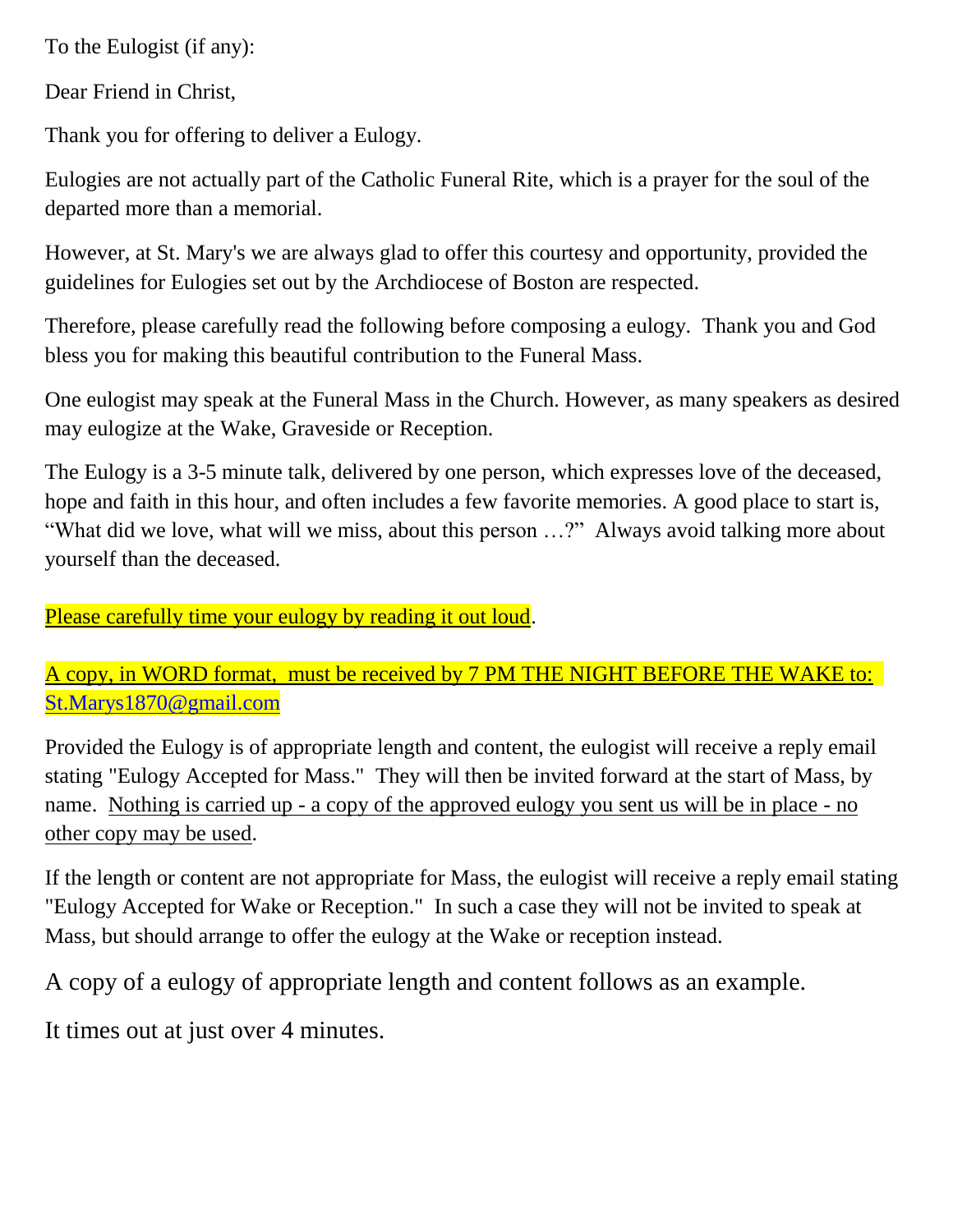To the Eulogist (if any):

Dear Friend in Christ,

Thank you for offering to deliver a Eulogy.

Eulogies are not actually part of the Catholic Funeral Rite, which is a prayer for the soul of the departed more than a memorial.

However, at St. Mary's we are always glad to offer this courtesy and opportunity, provided the guidelines for Eulogies set out by the Archdiocese of Boston are respected.

Therefore, please carefully read the following before composing a eulogy. Thank you and God bless you for making this beautiful contribution to the Funeral Mass.

One eulogist may speak at the Funeral Mass in the Church. However, as many speakers as desired may eulogize at the Wake, Graveside or Reception.

The Eulogy is a 3-5 minute talk, delivered by one person, which expresses love of the deceased, hope and faith in this hour, and often includes a few favorite memories. A good place to start is, "What did we love, what will we miss, about this person …?" Always avoid talking more about yourself than the deceased.

<u>Please carefully time your eulogy by reading it out loud</u>.

<u>A copy, in WORD format, must be received by 7 PM THE NIGHT BEFORE THE WAKE to: St.Marys1870@gmail.com</u>

Provided the Eulogy is of appropriate length and content, the eulogist will receive a reply email stating "Eulogy Accepted for Mass." They will then be invited forward at the start of Mass, by name. <u>Nothing is carried up - a copy of the approved eulogy you sent us will be in place - no other copy may be used</u>.

If the length or content are not appropriate for Mass, the eulogist will receive a reply email stating "Eulogy Accepted for Wake or Reception." In such a case they will not be invited to speak at Mass, but should arrange to offer the eulogy at the Wake or reception instead.

A copy of a eulogy of appropriate length and content follows as an example.

It times out at just over 4 minutes.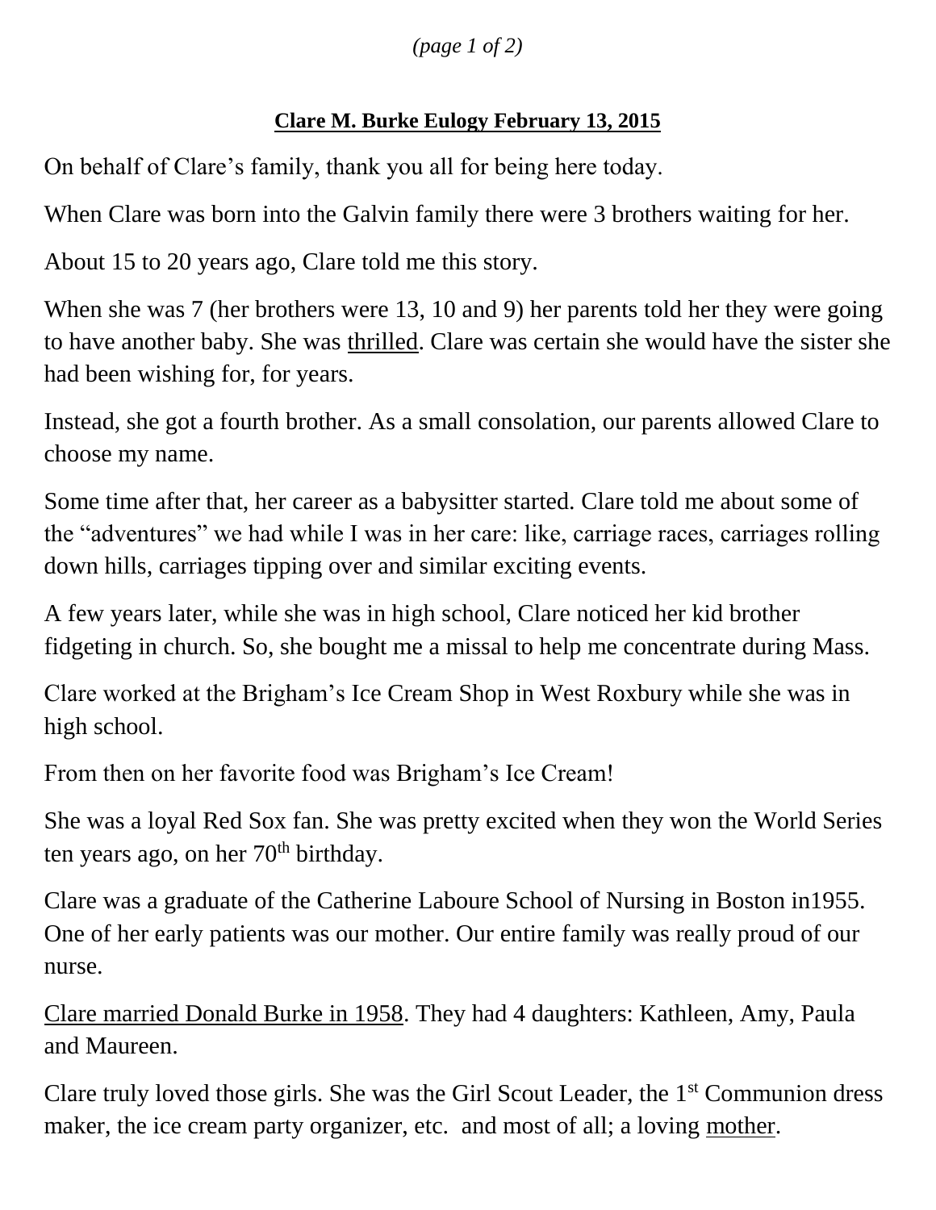**Clare M. Burke Eulogy February 13, 2015**

On behalf of Clare's family, thank you all for being here today.

When Clare was born into the Galvin family there were 3 brothers waiting for her.

About 15 to 20 years ago, Clare told me this story.

When she was 7 (her brothers were 13, 10 and 9) her parents told her they were going to have another baby. She was thrilled. Clare was certain she would have the sister she had been wishing for, for years.

Instead, she got a fourth brother. As a small consolation, our parents allowed Clare to choose my name.

Some time after that, her career as a babysitter started. Clare told me about some of the "adventures" we had while I was in her care: like, carriage races, carriages rolling down hills, carriages tipping over and similar exciting events.

A few years later, while she was in high school, Clare noticed her kid brother fidgeting in church. So, she bought me a missal to help me concentrate during Mass.

Clare worked at the Brigham's Ice Cream Shop in West Roxbury while she was in high school.

From then on her favorite food was Brigham's Ice Cream!

She was a loyal Red Sox fan. She was pretty excited when they won the World Series ten years ago, on her 70th birthday.

Clare was a graduate of the Catherine Laboure School of Nursing in Boston in1955. One of her early patients was our mother. Our entire family was really proud of our nurse.

Clare married Donald Burke in 1958. They had 4 daughters: Kathleen, Amy, Paula and Maureen.

Clare truly loved those girls. She was the Girl Scout Leader, the 1st Communion dress maker, the ice cream party organizer, etc. and most of all; a loving mother.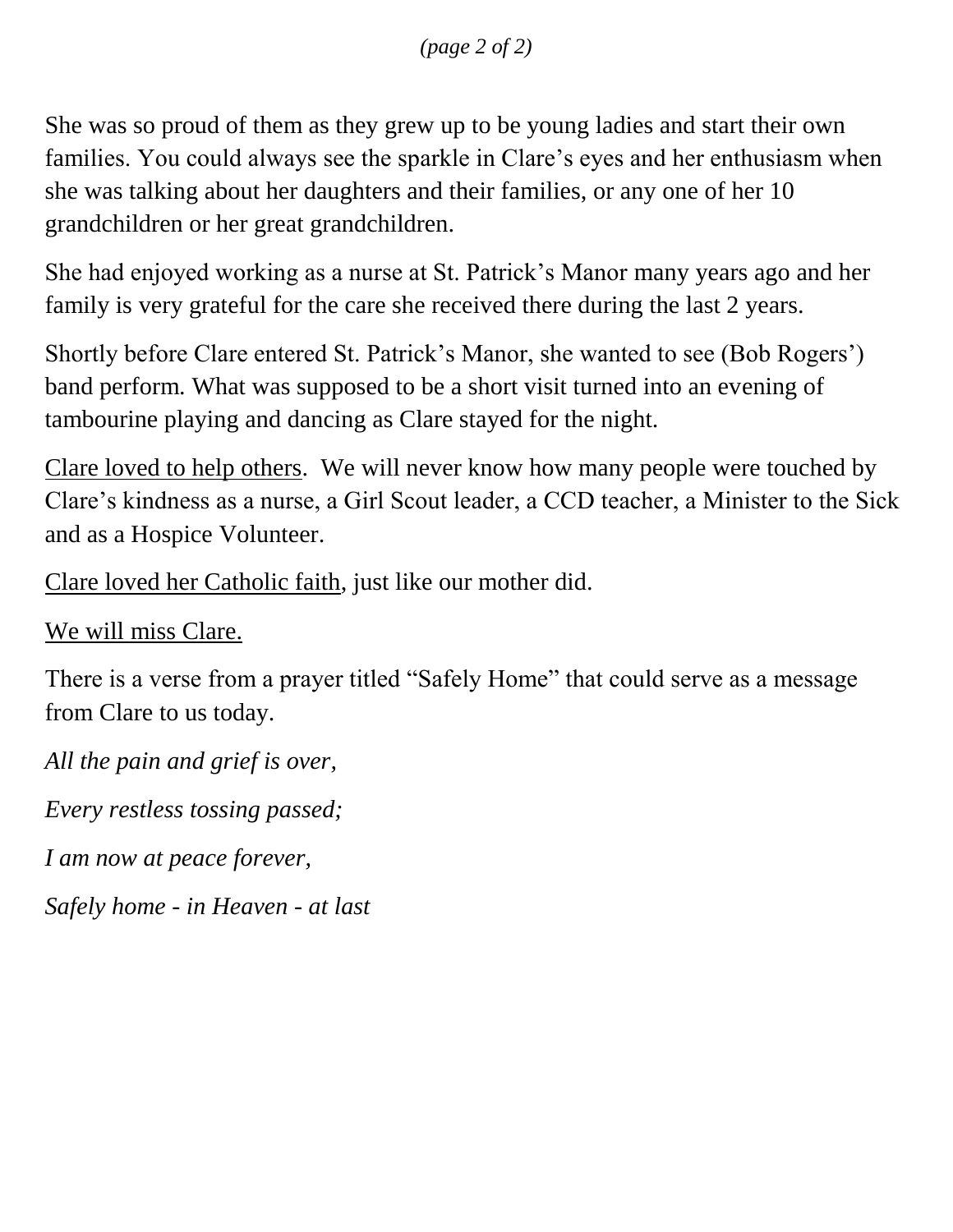She was so proud of them as they grew up to be young ladies and start their own families. You could always see the sparkle in Clare's eyes and her enthusiasm when she was talking about her daughters and their families, or any one of her 10 grandchildren or her great grandchildren.

She had enjoyed working as a nurse at St. Patrick's Manor many years ago and her family is very grateful for the care she received there during the last 2 years.

Shortly before Clare entered St. Patrick's Manor, she wanted to see (Bob Rogers') band perform. What was supposed to be a short visit turned into an evening of tambourine playing and dancing as Clare stayed for the night.

<u>Clare loved to help others</u>. We will never know how many people were touched by Clare's kindness as a nurse, a Girl Scout leader, a CCD teacher, a Minister to the Sick and as a Hospice Volunteer.

<u>Clare loved her Catholic faith</u>, just like our mother did.

<u>We will miss Clare.</u>

There is a verse from a prayer titled "Safely Home" that could serve as a message from Clare to us today.

*All the pain and grief is over,*

*Every restless tossing passed;*

*I am now at peace forever,*

*Safely home - in Heaven - at last*